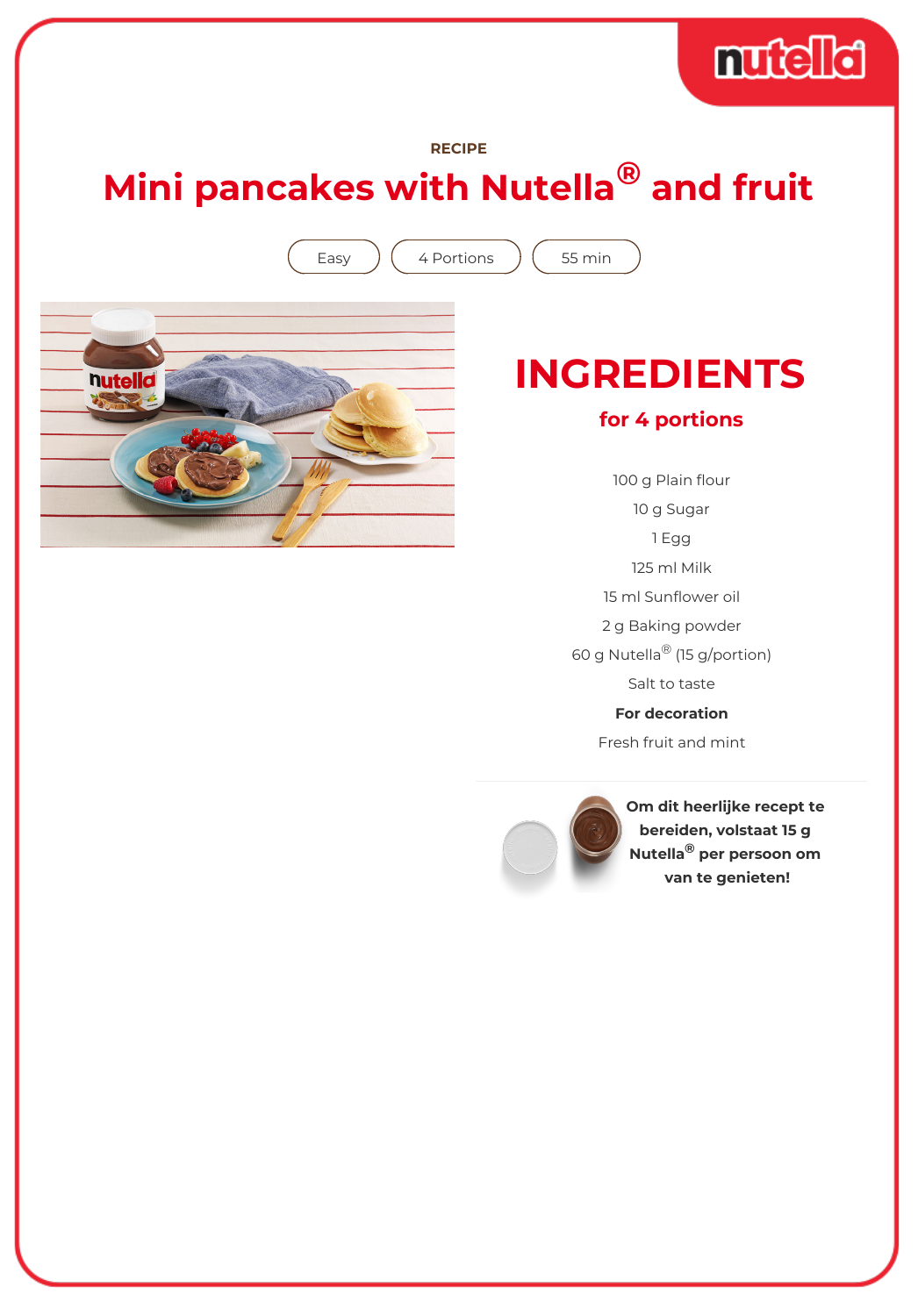RECIPE

# Mini pancakes with Nutella® and fruit

Easy | 4 Portions | 55 min

## INGREDIENTS

### for 4 portions

100 g Plain flour

10 g Sugar

1 Egg

125 ml Milk

15 ml Sunflower oil

2 g Baking powder

60 g Nutella® (15 g/portion)

Salt to taste

**For decoration**

Fresh fruit and mint

**Om dit heerlijke recept te bereiden, volstaat 15 g Nutella® per persoon om van te genieten!**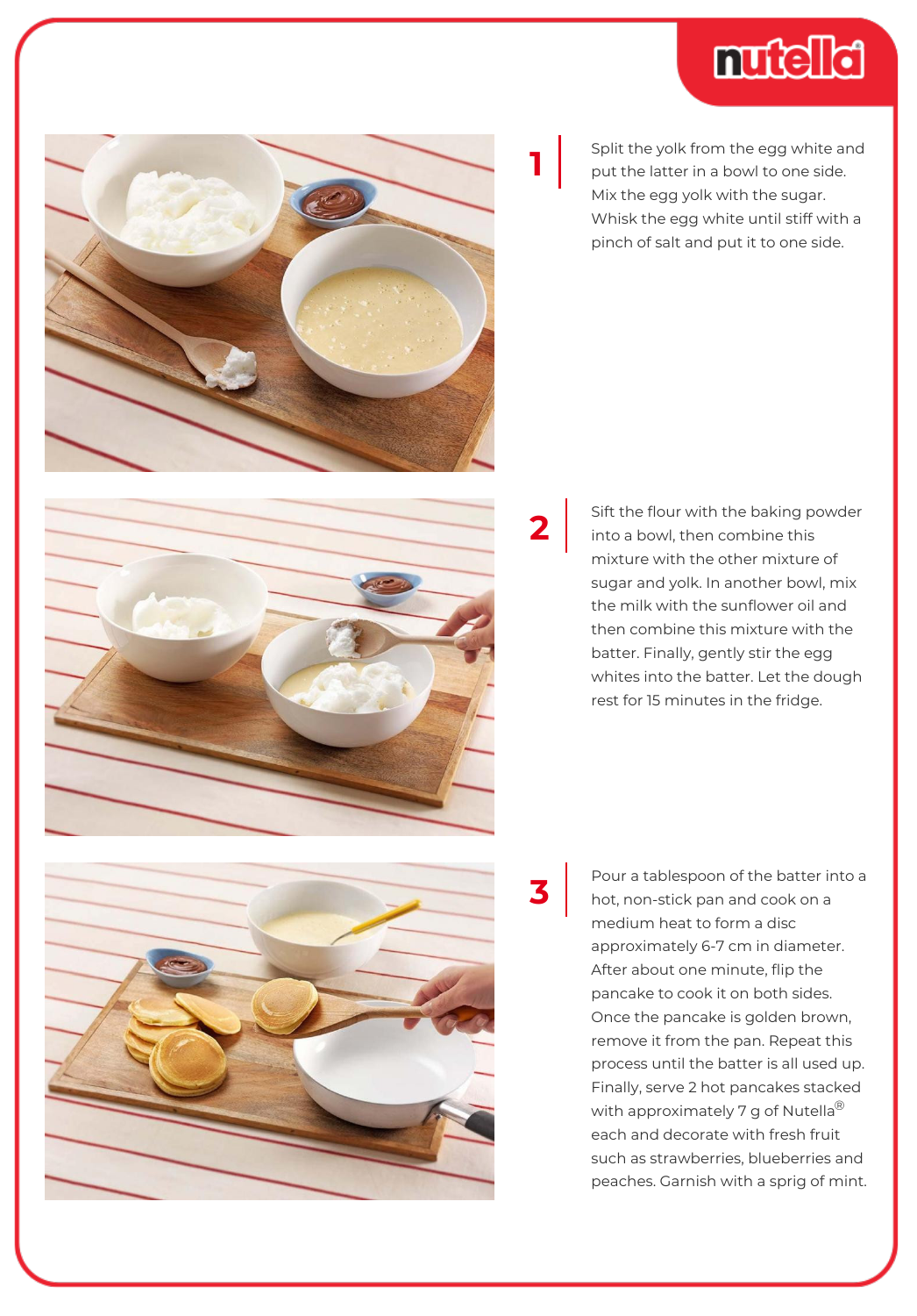1

Split the yolk from the egg white and put the latter in a bowl to one side. Mix the egg yolk with the sugar. Whisk the egg white until stiff with a pinch of salt and put it to one side.

2

Sift the flour with the baking powder into a bowl, then combine this mixture with the other mixture of sugar and yolk. In another bowl, mix the milk with the sunflower oil and then combine this mixture with the batter. Finally, gently stir the egg whites into the batter. Let the dough rest for 15 minutes in the fridge.

3

Pour a tablespoon of the batter into a hot, non-stick pan and cook on a medium heat to form a disc approximately 6-7 cm in diameter. After about one minute, flip the pancake to cook it on both sides. Once the pancake is golden brown, remove it from the pan. Repeat this process until the batter is all used up. Finally, serve 2 hot pancakes stacked with approximately 7 g of Nutella® each and decorate with fresh fruit such as strawberries, blueberries and peaches. Garnish with a sprig of mint.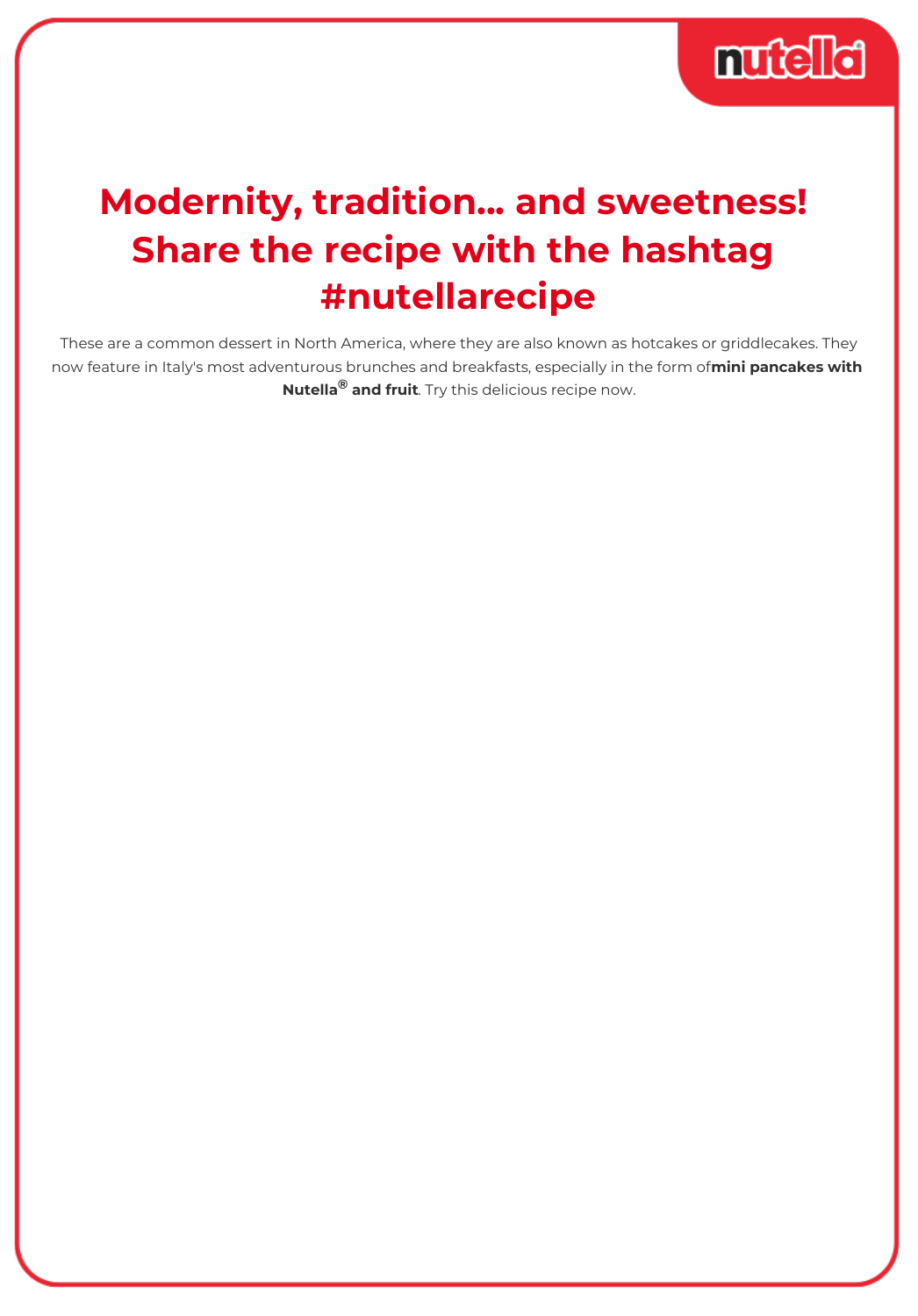# Modernity, tradition… and sweetness! Share the recipe with the hashtag #nutellarecipe

These are a common dessert in North America, where they are also known as hotcakes or griddlecakes. They now feature in Italy's most adventurous brunches and breakfasts, especially in the form of**mini pancakes with Nutella® and fruit**. Try this delicious recipe now.